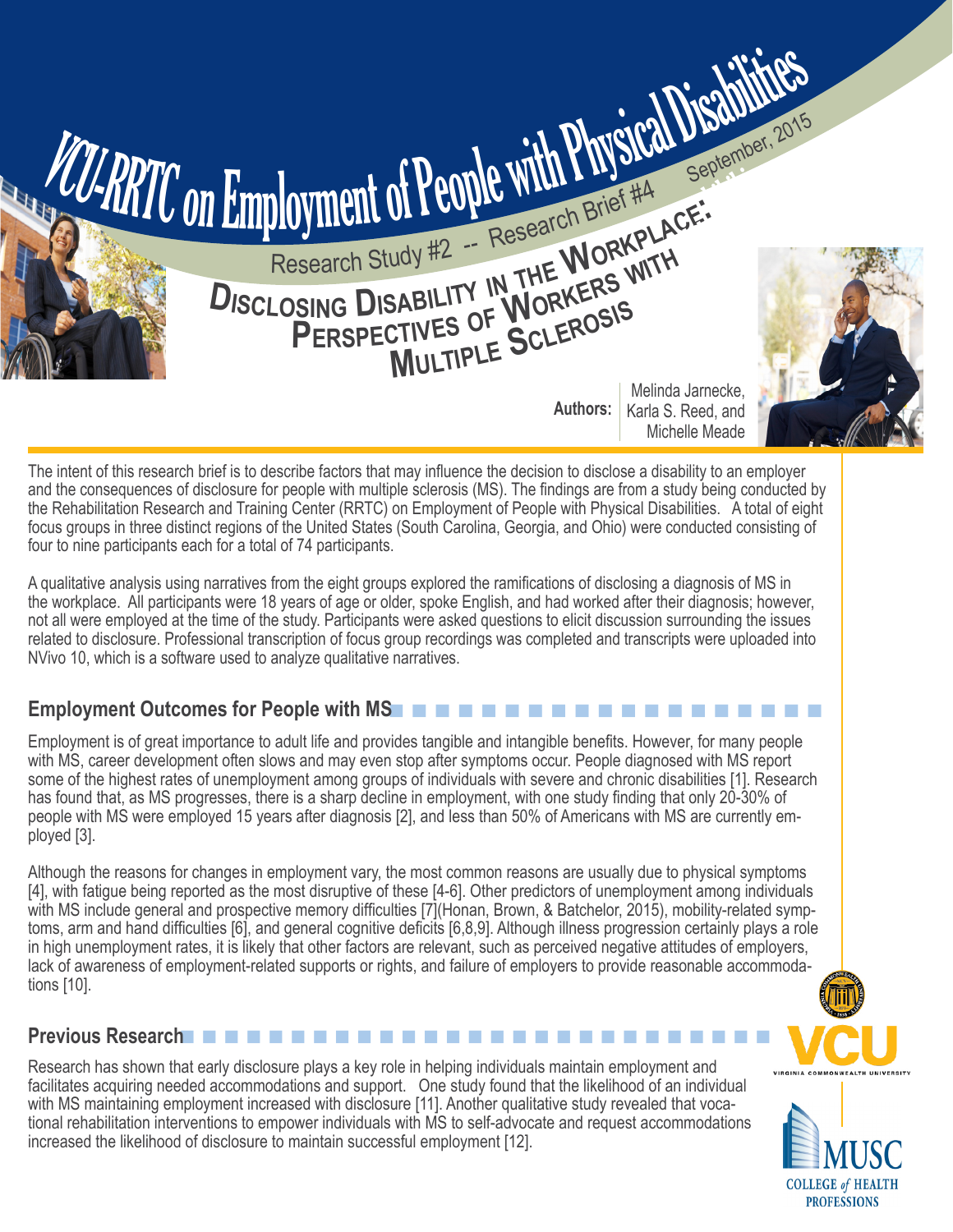# VCU-RRTC on Employment of People with Physical Disabilities

Research Study #2 -- Research Brief #4

September, 2015

## Disclosing Disability in the Workplace: Perspectives of Workers with Multiple Sclerosis

**Authors:** Melinda Jarnecke, Karla S. Reed, and Michelle Meade

The intent of this research brief is to describe factors that may influence the decision to disclose a disability to an employer and the consequences of disclosure for people with multiple sclerosis (MS). The findings are from a study being conducted by the Rehabilitation Research and Training Center (RRTC) on Employment of People with Physical Disabilities. A total of eight focus groups in three distinct regions of the United States (South Carolina, Georgia, and Ohio) were conducted consisting of four to nine participants each for a total of 74 participants.

A qualitative analysis using narratives from the eight groups explored the ramifications of disclosing a diagnosis of MS in the workplace. All participants were 18 years of age or older, spoke English, and had worked after their diagnosis; however, not all were employed at the time of the study. Participants were asked questions to elicit discussion surrounding the issues related to disclosure. Professional transcription of focus group recordings was completed and transcripts were uploaded into NVivo 10, which is a software used to analyze qualitative narratives.

### Employment Outcomes for People with MS

Employment is of great importance to adult life and provides tangible and intangible benefits. However, for many people with MS, career development often slows and may even stop after symptoms occur. People diagnosed with MS report some of the highest rates of unemployment among groups of individuals with severe and chronic disabilities [1]. Research has found that, as MS progresses, there is a sharp decline in employment, with one study finding that only 20-30% of people with MS were employed 15 years after diagnosis [2], and less than 50% of Americans with MS are currently employed [3].

Although the reasons for changes in employment vary, the most common reasons are usually due to physical symptoms [4], with fatigue being reported as the most disruptive of these [4-6]. Other predictors of unemployment among individuals with MS include general and prospective memory difficulties [7](Honan, Brown, & Batchelor, 2015), mobility-related symptoms, arm and hand difficulties [6], and general cognitive deficits [6,8,9]. Although illness progression certainly plays a role in high unemployment rates, it is likely that other factors are relevant, such as perceived negative attitudes of employers, lack of awareness of employment-related supports or rights, and failure of employers to provide reasonable accommodations [10].

### Previous Research

Research has shown that early disclosure plays a key role in helping individuals maintain employment and facilitates acquiring needed accommodations and support. One study found that the likelihood of an individual with MS maintaining employment increased with disclosure [11]. Another qualitative study revealed that vocational rehabilitation interventions to empower individuals with MS to self-advocate and request accommodations increased the likelihood of disclosure to maintain successful employment [12].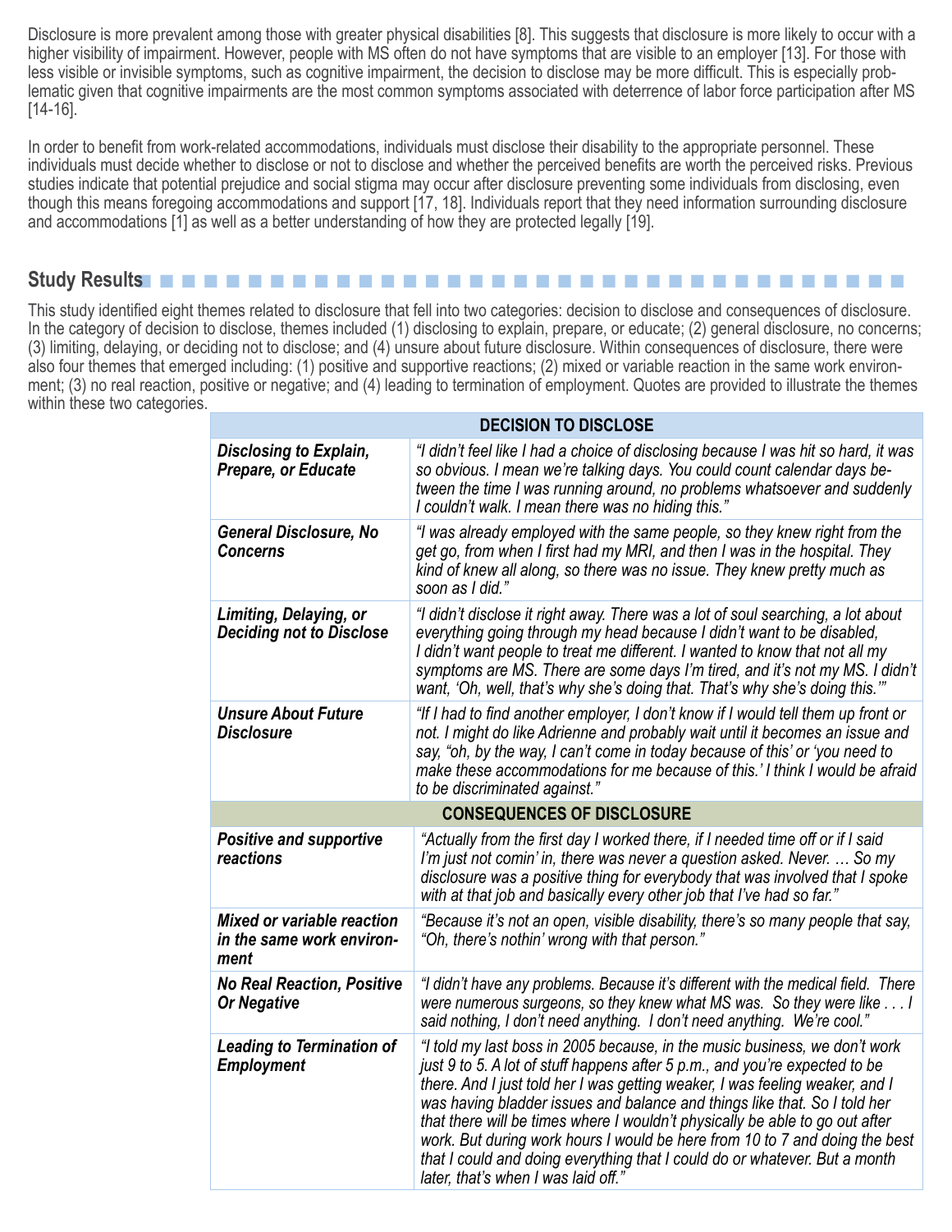Disclosure is more prevalent among those with greater physical disabilities [8]. This suggests that disclosure is more likely to occur with a higher visibility of impairment. However, people with MS often do not have symptoms that are visible to an employer [13]. For those with less visible or invisible symptoms, such as cognitive impairment, the decision to disclose may be more difficult. This is especially problematic given that cognitive impairments are the most common symptoms associated with deterrence of labor force participation after MS [14-16].

In order to benefit from work-related accommodations, individuals must disclose their disability to the appropriate personnel. These individuals must decide whether to disclose or not to disclose and whether the perceived benefits are worth the perceived risks. Previous studies indicate that potential prejudice and social stigma may occur after disclosure preventing some individuals from disclosing, even though this means foregoing accommodations and support [17, 18]. Individuals report that they need information surrounding disclosure and accommodations [1] as well as a better understanding of how they are protected legally [19].

## Study Results

This study identified eight themes related to disclosure that fell into two categories: decision to disclose and consequences of disclosure. In the category of decision to disclose, themes included (1) disclosing to explain, prepare, or educate; (2) general disclosure, no concerns; (3) limiting, delaying, or deciding not to disclose; and (4) unsure about future disclosure. Within consequences of disclosure, there were also four themes that emerged including: (1) positive and supportive reactions; (2) mixed or variable reaction in the same work environment; (3) no real reaction, positive or negative; and (4) leading to termination of employment. Quotes are provided to illustrate the themes within these two categories.

| **DECISION TO DISCLOSE** | |
|---|---|
| ***Disclosing to Explain, Prepare, or Educate*** | *"I didn't feel like I had a choice of disclosing because I was hit so hard, it was so obvious. I mean we're talking days. You could count calendar days between the time I was running around, no problems whatsoever and suddenly I couldn't walk. I mean there was no hiding this."* |
| ***General Disclosure, No Concerns*** | *"I was already employed with the same people, so they knew right from the get go, from when I first had my MRI, and then I was in the hospital. They kind of knew all along, so there was no issue. They knew pretty much as soon as I did."* |
| ***Limiting, Delaying, or Deciding not to Disclose*** | *"I didn't disclose it right away. There was a lot of soul searching, a lot about everything going through my head because I didn't want to be disabled, I didn't want people to treat me different. I wanted to know that not all my symptoms are MS. There are some days I'm tired, and it's not my MS. I didn't want, 'Oh, well, that's why she's doing that. That's why she's doing this.'"* |
| ***Unsure About Future Disclosure*** | *"If I had to find another employer, I don't know if I would tell them up front or not. I might do like Adrienne and probably wait until it becomes an issue and say, "oh, by the way, I can't come in today because of this' or 'you need to make these accommodations for me because of this.' I think I would be afraid to be discriminated against."* |
| **CONSEQUENCES OF DISCLOSURE** | |
| ***Positive and supportive reactions*** | *"Actually from the first day I worked there, if I needed time off or if I said I'm just not comin' in, there was never a question asked. Never. … So my disclosure was a positive thing for everybody that was involved that I spoke with at that job and basically every other job that I've had so far."* |
| ***Mixed or variable reaction in the same work environment*** | *"Because it's not an open, visible disability, there's so many people that say, "Oh, there's nothin' wrong with that person."* |
| ***No Real Reaction, Positive Or Negative*** | *"I didn't have any problems. Because it's different with the medical field. There were numerous surgeons, so they knew what MS was. So they were like . . . I said nothing, I don't need anything. I don't need anything. We're cool."* |
| ***Leading to Termination of Employment*** | *"I told my last boss in 2005 because, in the music business, we don't work just 9 to 5. A lot of stuff happens after 5 p.m., and you're expected to be there. And I just told her I was getting weaker, I was feeling weaker, and I was having bladder issues and balance and things like that. So I told her that there will be times where I wouldn't physically be able to go out after work. But during work hours I would be here from 10 to 7 and doing the best that I could and doing everything that I could do or whatever. But a month later, that's when I was laid off."* |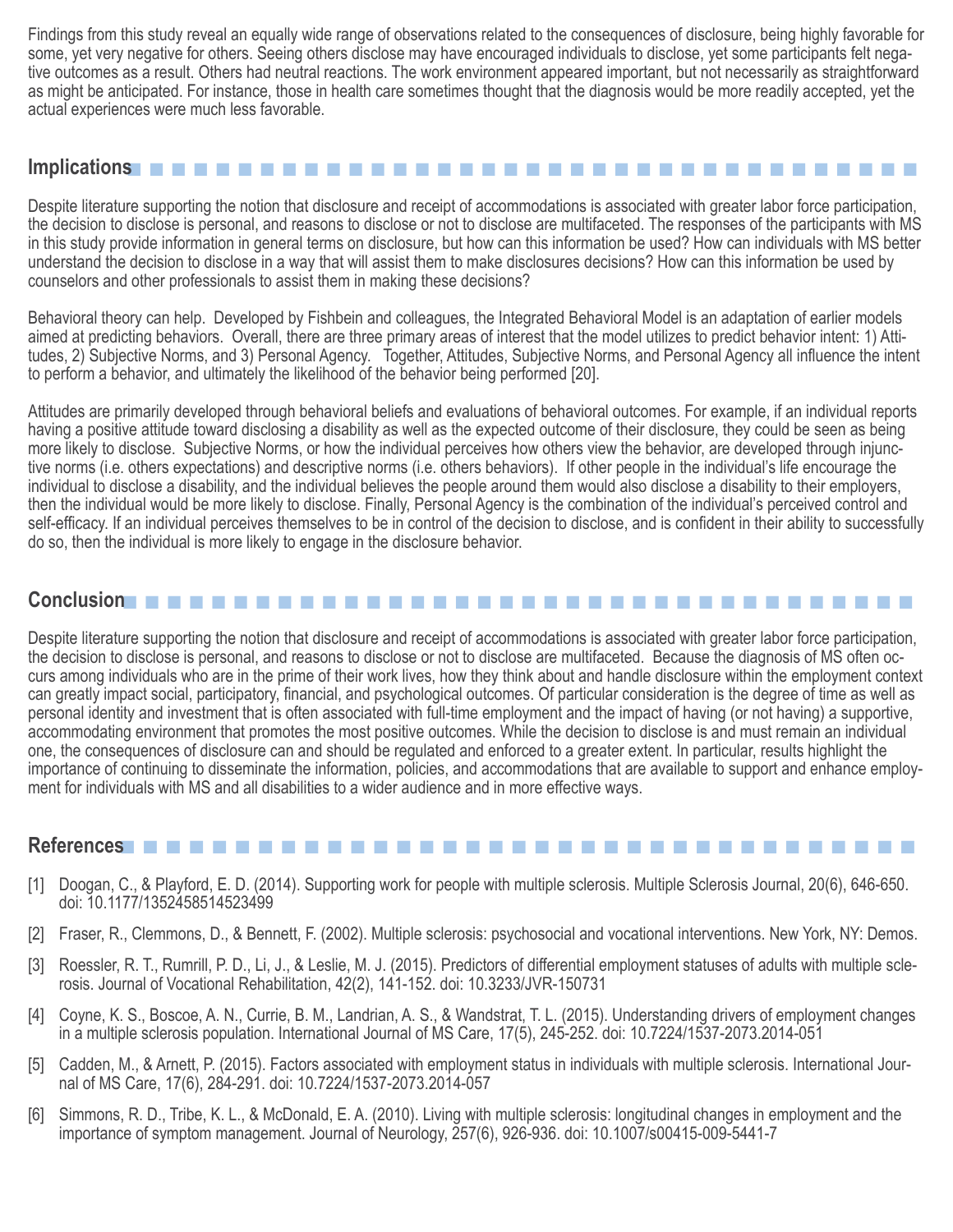Findings from this study reveal an equally wide range of observations related to the consequences of disclosure, being highly favorable for some, yet very negative for others. Seeing others disclose may have encouraged individuals to disclose, yet some participants felt negative outcomes as a result. Others had neutral reactions. The work environment appeared important, but not necessarily as straightforward as might be anticipated. For instance, those in health care sometimes thought that the diagnosis would be more readily accepted, yet the actual experiences were much less favorable.

## Implications

Despite literature supporting the notion that disclosure and receipt of accommodations is associated with greater labor force participation, the decision to disclose is personal, and reasons to disclose or not to disclose are multifaceted. The responses of the participants with MS in this study provide information in general terms on disclosure, but how can this information be used? How can individuals with MS better understand the decision to disclose in a way that will assist them to make disclosures decisions? How can this information be used by counselors and other professionals to assist them in making these decisions?

Behavioral theory can help. Developed by Fishbein and colleagues, the Integrated Behavioral Model is an adaptation of earlier models aimed at predicting behaviors. Overall, there are three primary areas of interest that the model utilizes to predict behavior intent: 1) Attitudes, 2) Subjective Norms, and 3) Personal Agency. Together, Attitudes, Subjective Norms, and Personal Agency all influence the intent to perform a behavior, and ultimately the likelihood of the behavior being performed [20].

Attitudes are primarily developed through behavioral beliefs and evaluations of behavioral outcomes. For example, if an individual reports having a positive attitude toward disclosing a disability as well as the expected outcome of their disclosure, they could be seen as being more likely to disclose. Subjective Norms, or how the individual perceives how others view the behavior, are developed through injunctive norms (i.e. others expectations) and descriptive norms (i.e. others behaviors). If other people in the individual's life encourage the individual to disclose a disability, and the individual believes the people around them would also disclose a disability to their employers, then the individual would be more likely to disclose. Finally, Personal Agency is the combination of the individual's perceived control and self-efficacy. If an individual perceives themselves to be in control of the decision to disclose, and is confident in their ability to successfully do so, then the individual is more likely to engage in the disclosure behavior.

## Conclusion

Despite literature supporting the notion that disclosure and receipt of accommodations is associated with greater labor force participation, the decision to disclose is personal, and reasons to disclose or not to disclose are multifaceted. Because the diagnosis of MS often occurs among individuals who are in the prime of their work lives, how they think about and handle disclosure within the employment context can greatly impact social, participatory, financial, and psychological outcomes. Of particular consideration is the degree of time as well as personal identity and investment that is often associated with full-time employment and the impact of having (or not having) a supportive, accommodating environment that promotes the most positive outcomes. While the decision to disclose is and must remain an individual one, the consequences of disclosure can and should be regulated and enforced to a greater extent. In particular, results highlight the importance of continuing to disseminate the information, policies, and accommodations that are available to support and enhance employment for individuals with MS and all disabilities to a wider audience and in more effective ways.

## References

[1] Doogan, C., & Playford, E. D. (2014). Supporting work for people with multiple sclerosis. Multiple Sclerosis Journal, 20(6), 646-650. doi: 10.1177/1352458514523499

[2] Fraser, R., Clemmons, D., & Bennett, F. (2002). Multiple sclerosis: psychosocial and vocational interventions. New York, NY: Demos.

[3] Roessler, R. T., Rumrill, P. D., Li, J., & Leslie, M. J. (2015). Predictors of differential employment statuses of adults with multiple sclerosis. Journal of Vocational Rehabilitation, 42(2), 141-152. doi: 10.3233/JVR-150731

[4] Coyne, K. S., Boscoe, A. N., Currie, B. M., Landrian, A. S., & Wandstrat, T. L. (2015). Understanding drivers of employment changes in a multiple sclerosis population. International Journal of MS Care, 17(5), 245-252. doi: 10.7224/1537-2073.2014-051

[5] Cadden, M., & Arnett, P. (2015). Factors associated with employment status in individuals with multiple sclerosis. International Journal of MS Care, 17(6), 284-291. doi: 10.7224/1537-2073.2014-057

[6] Simmons, R. D., Tribe, K. L., & McDonald, E. A. (2010). Living with multiple sclerosis: longitudinal changes in employment and the importance of symptom management. Journal of Neurology, 257(6), 926-936. doi: 10.1007/s00415-009-5441-7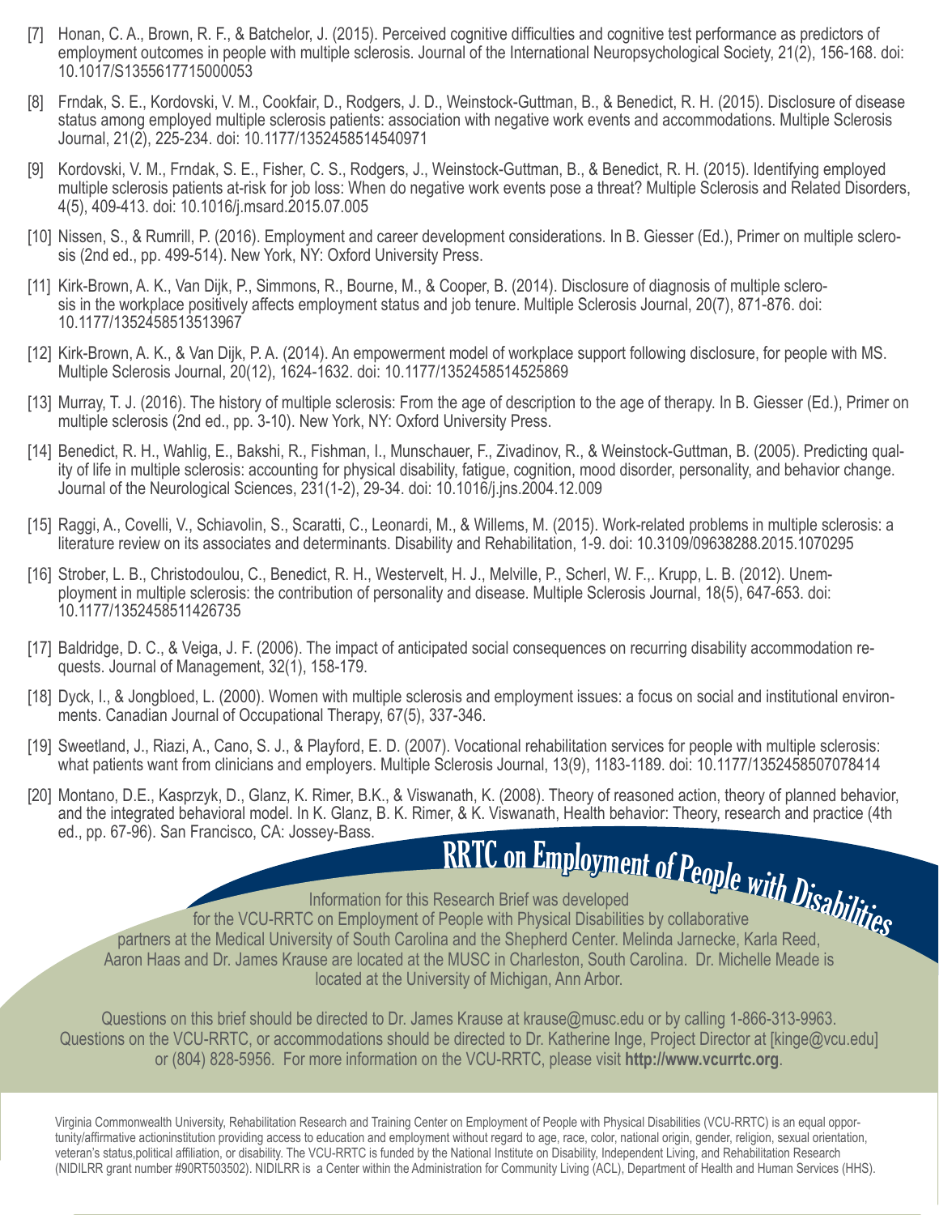[7] Honan, C. A., Brown, R. F., & Batchelor, J. (2015). Perceived cognitive difficulties and cognitive test performance as predictors of employment outcomes in people with multiple sclerosis. Journal of the International Neuropsychological Society, 21(2), 156-168. doi: 10.1017/S1355617715000053

[8] Frndak, S. E., Kordovski, V. M., Cookfair, D., Rodgers, J. D., Weinstock-Guttman, B., & Benedict, R. H. (2015). Disclosure of disease status among employed multiple sclerosis patients: association with negative work events and accommodations. Multiple Sclerosis Journal, 21(2), 225-234. doi: 10.1177/1352458514540971

[9] Kordovski, V. M., Frndak, S. E., Fisher, C. S., Rodgers, J., Weinstock-Guttman, B., & Benedict, R. H. (2015). Identifying employed multiple sclerosis patients at-risk for job loss: When do negative work events pose a threat? Multiple Sclerosis and Related Disorders, 4(5), 409-413. doi: 10.1016/j.msard.2015.07.005

[10] Nissen, S., & Rumrill, P. (2016). Employment and career development considerations. In B. Giesser (Ed.), Primer on multiple sclerosis (2nd ed., pp. 499-514). New York, NY: Oxford University Press.

[11] Kirk-Brown, A. K., Van Dijk, P., Simmons, R., Bourne, M., & Cooper, B. (2014). Disclosure of diagnosis of multiple sclerosis in the workplace positively affects employment status and job tenure. Multiple Sclerosis Journal, 20(7), 871-876. doi: 10.1177/1352458513513967

[12] Kirk-Brown, A. K., & Van Dijk, P. A. (2014). An empowerment model of workplace support following disclosure, for people with MS. Multiple Sclerosis Journal, 20(12), 1624-1632. doi: 10.1177/1352458514525869

[13] Murray, T. J. (2016). The history of multiple sclerosis: From the age of description to the age of therapy. In B. Giesser (Ed.), Primer on multiple sclerosis (2nd ed., pp. 3-10). New York, NY: Oxford University Press.

[14] Benedict, R. H., Wahlig, E., Bakshi, R., Fishman, I., Munschauer, F., Zivadinov, R., & Weinstock-Guttman, B. (2005). Predicting quality of life in multiple sclerosis: accounting for physical disability, fatigue, cognition, mood disorder, personality, and behavior change. Journal of the Neurological Sciences, 231(1-2), 29-34. doi: 10.1016/j.jns.2004.12.009

[15] Raggi, A., Covelli, V., Schiavolin, S., Scaratti, C., Leonardi, M., & Willems, M. (2015). Work-related problems in multiple sclerosis: a literature review on its associates and determinants. Disability and Rehabilitation, 1-9. doi: 10.3109/09638288.2015.1070295

[16] Strober, L. B., Christodoulou, C., Benedict, R. H., Westervelt, H. J., Melville, P., Scherl, W. F.,. Krupp, L. B. (2012). Unemployment in multiple sclerosis: the contribution of personality and disease. Multiple Sclerosis Journal, 18(5), 647-653. doi: 10.1177/1352458511426735

[17] Baldridge, D. C., & Veiga, J. F. (2006). The impact of anticipated social consequences on recurring disability accommodation requests. Journal of Management, 32(1), 158-179.

[18] Dyck, I., & Jongbloed, L. (2000). Women with multiple sclerosis and employment issues: a focus on social and institutional environments. Canadian Journal of Occupational Therapy, 67(5), 337-346.

[19] Sweetland, J., Riazi, A., Cano, S. J., & Playford, E. D. (2007). Vocational rehabilitation services for people with multiple sclerosis: what patients want from clinicians and employers. Multiple Sclerosis Journal, 13(9), 1183-1189. doi: 10.1177/1352458507078414

[20] Montano, D.E., Kasprzyk, D., Glanz, K. Rimer, B.K., & Viswanath, K. (2008). Theory of reasoned action, theory of planned behavior, and the integrated behavioral model. In K. Glanz, B. K. Rimer, & K. Viswanath, Health behavior: Theory, research and practice (4th ed., pp. 67-96). San Francisco, CA: Jossey-Bass.

## RRTC on Employment of People with Disabilities

Information for this Research Brief was developed for the VCU-RRTC on Employment of People with Physical Disabilities by collaborative partners at the Medical University of South Carolina and the Shepherd Center. Melinda Jarnecke, Karla Reed, Aaron Haas and Dr. James Krause are located at the MUSC in Charleston, South Carolina. Dr. Michelle Meade is located at the University of Michigan, Ann Arbor.

Questions on this brief should be directed to Dr. James Krause at krause@musc.edu or by calling 1-866-313-9963. Questions on the VCU-RRTC, or accommodations should be directed to Dr. Katherine Inge, Project Director at [kinge@vcu.edu] or (804) 828-5956. For more information on the VCU-RRTC, please visit **http://www.vcurrtc.org**.

Virginia Commonwealth University, Rehabilitation Research and Training Center on Employment of People with Physical Disabilities (VCU-RRTC) is an equal opportunity/affirmative actioninstitution providing access to education and employment without regard to age, race, color, national origin, gender, religion, sexual orientation, veteran's status,political affiliation, or disability. The VCU-RRTC is funded by the National Institute on Disability, Independent Living, and Rehabilitation Research (NIDILRR grant number #90RT503502). NIDILRR is a Center within the Administration for Community Living (ACL), Department of Health and Human Services (HHS).